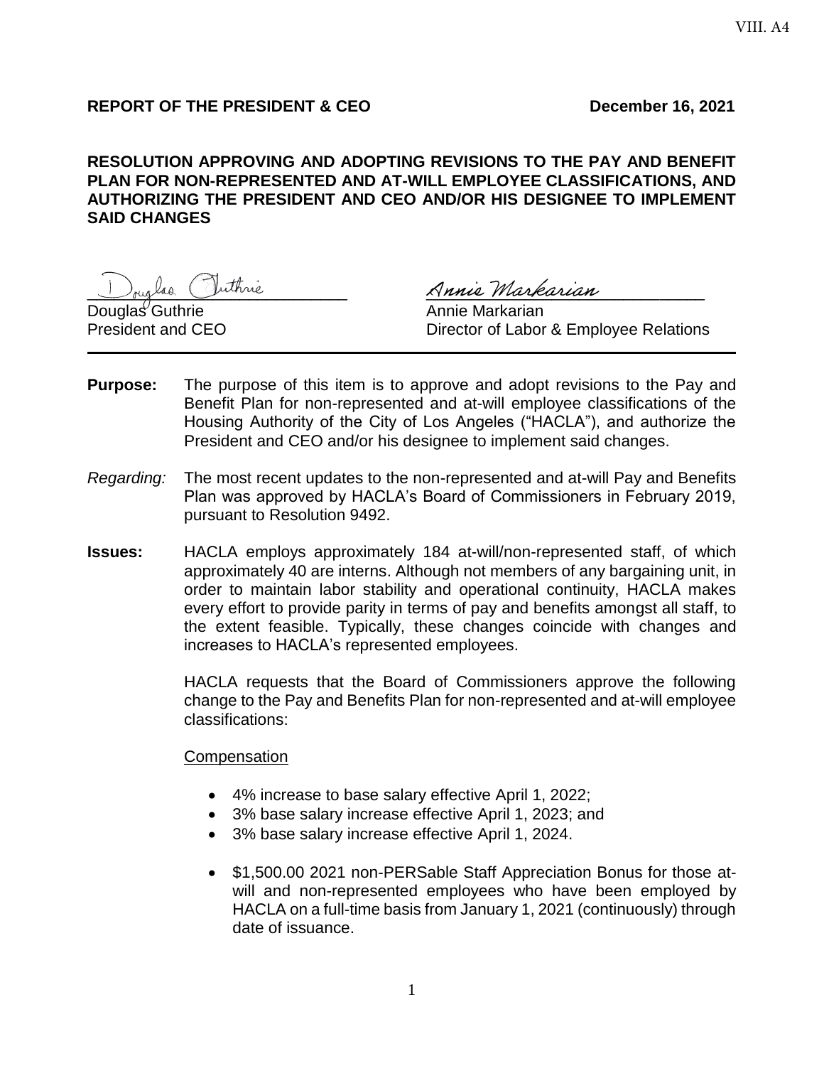**REPORT OF THE PRESIDENT & CEO** **December 16, 2021**

**RESOLUTION APPROVING AND ADOPTING REVISIONS TO THE PAY AND BENEFIT PLAN FOR NON-REPRESENTED AND AT-WILL EMPLOYEE CLASSIFICATIONS, AND AUTHORIZING THE PRESIDENT AND CEO AND/OR HIS DESIGNEE TO IMPLEMENT SAID CHANGES**

Douglas Guthrie
President and CEO

Annie Markarian
Director of Labor & Employee Relations

---

**Purpose:** The purpose of this item is to approve and adopt revisions to the Pay and Benefit Plan for non-represented and at-will employee classifications of the Housing Authority of the City of Los Angeles ("HACLA"), and authorize the President and CEO and/or his designee to implement said changes.

*Regarding:* The most recent updates to the non-represented and at-will Pay and Benefits Plan was approved by HACLA's Board of Commissioners in February 2019, pursuant to Resolution 9492.

**Issues:** HACLA employs approximately 184 at-will/non-represented staff, of which approximately 40 are interns. Although not members of any bargaining unit, in order to maintain labor stability and operational continuity, HACLA makes every effort to provide parity in terms of pay and benefits amongst all staff, to the extent feasible. Typically, these changes coincide with changes and increases to HACLA's represented employees.

HACLA requests that the Board of Commissioners approve the following change to the Pay and Benefits Plan for non-represented and at-will employee classifications:

Compensation

- 4% increase to base salary effective April 1, 2022;
- 3% base salary increase effective April 1, 2023; and
- 3% base salary increase effective April 1, 2024.

- $1,500.00 2021 non-PERSable Staff Appreciation Bonus for those at-will and non-represented employees who have been employed by HACLA on a full-time basis from January 1, 2021 (continuously) through date of issuance.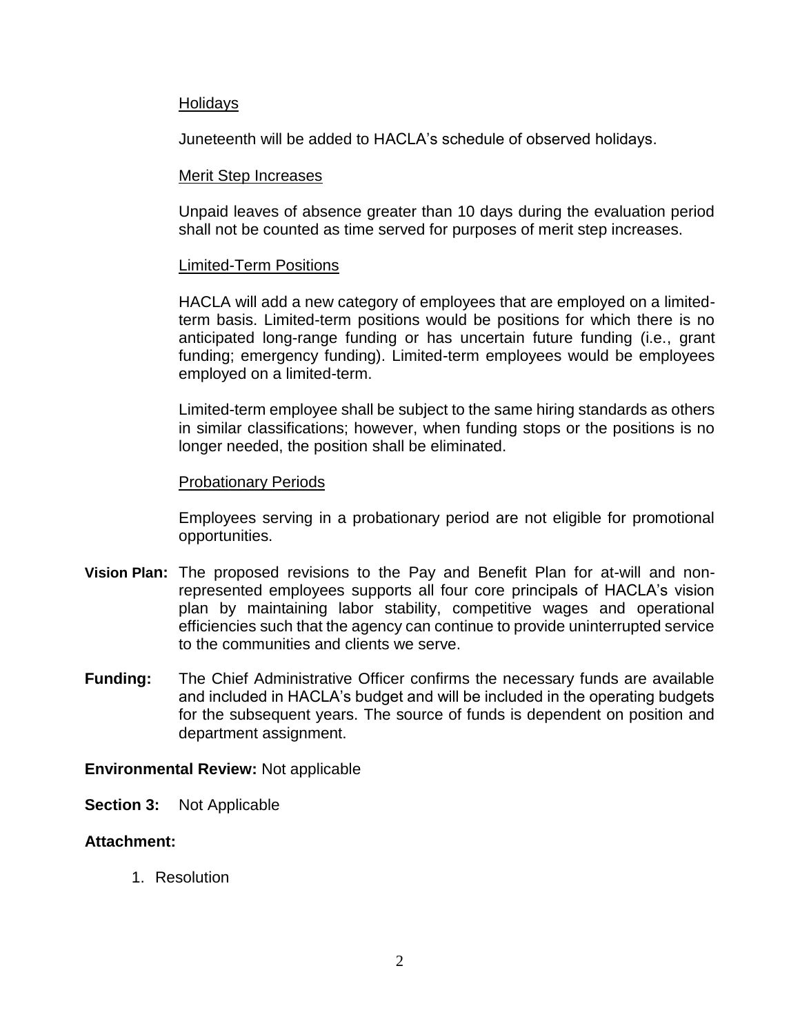Holidays

Juneteenth will be added to HACLA's schedule of observed holidays.

Merit Step Increases

Unpaid leaves of absence greater than 10 days during the evaluation period shall not be counted as time served for purposes of merit step increases.

Limited-Term Positions

HACLA will add a new category of employees that are employed on a limited-term basis. Limited-term positions would be positions for which there is no anticipated long-range funding or has uncertain future funding (i.e., grant funding; emergency funding). Limited-term employees would be employees employed on a limited-term.

Limited-term employee shall be subject to the same hiring standards as others in similar classifications; however, when funding stops or the positions is no longer needed, the position shall be eliminated.

Probationary Periods

Employees serving in a probationary period are not eligible for promotional opportunities.

**Vision Plan:** The proposed revisions to the Pay and Benefit Plan for at-will and non-represented employees supports all four core principals of HACLA's vision plan by maintaining labor stability, competitive wages and operational efficiencies such that the agency can continue to provide uninterrupted service to the communities and clients we serve.

**Funding:** The Chief Administrative Officer confirms the necessary funds are available and included in HACLA's budget and will be included in the operating budgets for the subsequent years. The source of funds is dependent on position and department assignment.

**Environmental Review:** Not applicable

**Section 3:** Not Applicable

**Attachment:**

1. Resolution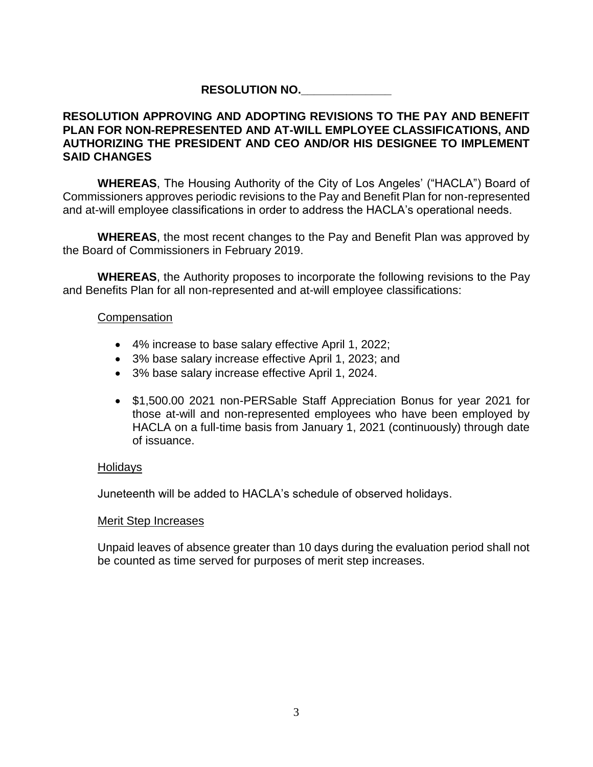# RESOLUTION NO.______________

**RESOLUTION APPROVING AND ADOPTING REVISIONS TO THE PAY AND BENEFIT PLAN FOR NON-REPRESENTED AND AT-WILL EMPLOYEE CLASSIFICATIONS, AND AUTHORIZING THE PRESIDENT AND CEO AND/OR HIS DESIGNEE TO IMPLEMENT SAID CHANGES**

**WHEREAS**, The Housing Authority of the City of Los Angeles' ("HACLA") Board of Commissioners approves periodic revisions to the Pay and Benefit Plan for non-represented and at-will employee classifications in order to address the HACLA's operational needs.

**WHEREAS**, the most recent changes to the Pay and Benefit Plan was approved by the Board of Commissioners in February 2019.

**WHEREAS**, the Authority proposes to incorporate the following revisions to the Pay and Benefits Plan for all non-represented and at-will employee classifications:

Compensation

- 4% increase to base salary effective April 1, 2022;
- 3% base salary increase effective April 1, 2023; and
- 3% base salary increase effective April 1, 2024.

- $1,500.00 2021 non-PERSable Staff Appreciation Bonus for year 2021 for those at-will and non-represented employees who have been employed by HACLA on a full-time basis from January 1, 2021 (continuously) through date of issuance.

Holidays

Juneteenth will be added to HACLA's schedule of observed holidays.

Merit Step Increases

Unpaid leaves of absence greater than 10 days during the evaluation period shall not be counted as time served for purposes of merit step increases.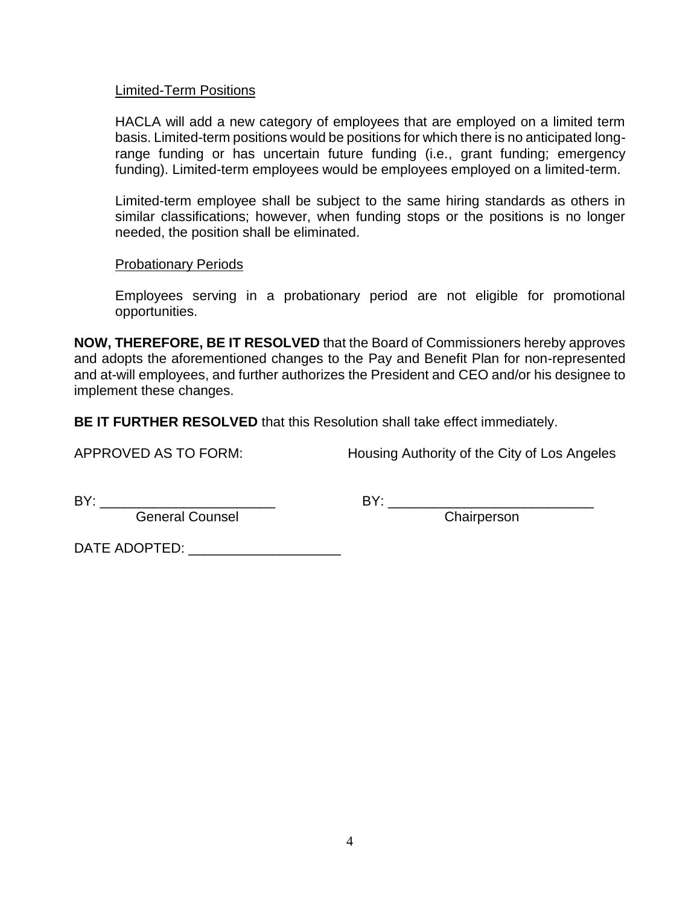<u>Limited-Term Positions</u>

HACLA will add a new category of employees that are employed on a limited term basis. Limited-term positions would be positions for which there is no anticipated long-range funding or has uncertain future funding (i.e., grant funding; emergency funding). Limited-term employees would be employees employed on a limited-term.

Limited-term employee shall be subject to the same hiring standards as others in similar classifications; however, when funding stops or the positions is no longer needed, the position shall be eliminated.

<u>Probationary Periods</u>

Employees serving in a probationary period are not eligible for promotional opportunities.

**NOW, THEREFORE, BE IT RESOLVED** that the Board of Commissioners hereby approves and adopts the aforementioned changes to the Pay and Benefit Plan for non-represented and at-will employees, and further authorizes the President and CEO and/or his designee to implement these changes.

**BE IT FURTHER RESOLVED** that this Resolution shall take effect immediately.

APPROVED AS TO FORM: Housing Authority of the City of Los Angeles

BY: _______________________
General Counsel

BY: ___________________________
Chairperson

DATE ADOPTED: ____________________